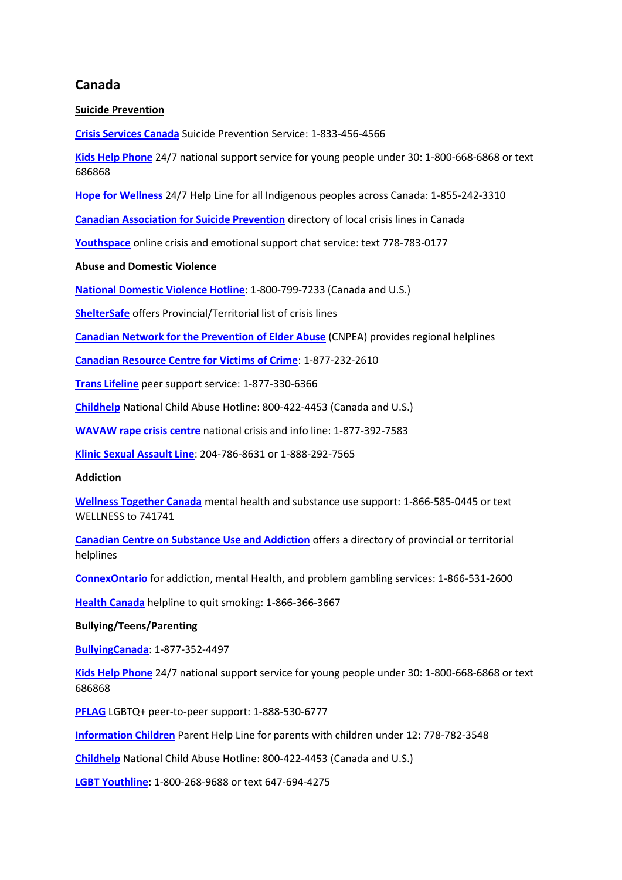## Canada

**Suicide Prevention**

**Crisis Services Canada** Suicide Prevention Service: 1-833-456-4566

**Kids Help Phone** 24/7 national support service for young people under 30: 1-800-668-6868 or text 686868

**Hope for Wellness** 24/7 Help Line for all Indigenous peoples across Canada: 1-855-242-3310

**Canadian Association for Suicide Prevention** directory of local crisis lines in Canada

**Youthspace** online crisis and emotional support chat service: text 778-783-0177

**Abuse and Domestic Violence**

**National Domestic Violence Hotline**: 1-800-799-7233 (Canada and U.S.)

**ShelterSafe** offers Provincial/Territorial list of crisis lines

**Canadian Network for the Prevention of Elder Abuse** (CNPEA) provides regional helplines

**Canadian Resource Centre for Victims of Crime**: 1-877-232-2610

**Trans Lifeline** peer support service: 1-877-330-6366

**Childhelp** National Child Abuse Hotline: 800-422-4453 (Canada and U.S.)

**WAVAW rape crisis centre** national crisis and info line: 1-877-392-7583

**Klinic Sexual Assault Line**: 204-786-8631 or 1-888-292-7565

**Addiction**

**Wellness Together Canada** mental health and substance use support: 1-866-585-0445 or text WELLNESS to 741741

**Canadian Centre on Substance Use and Addiction** offers a directory of provincial or territorial helplines

**ConnexOntario** for addiction, mental Health, and problem gambling services: 1-866-531-2600

**Health Canada** helpline to quit smoking: 1-866-366-3667

**Bullying/Teens/Parenting**

**BullyingCanada**: 1-877-352-4497

**Kids Help Phone** 24/7 national support service for young people under 30: 1-800-668-6868 or text 686868

**PFLAG** LGBTQ+ peer-to-peer support: 1-888-530-6777

**Information Children** Parent Help Line for parents with children under 12: 778-782-3548

**Childhelp** National Child Abuse Hotline: 800-422-4453 (Canada and U.S.)

**LGBT Youthline:** 1-800-268-9688 or text 647-694-4275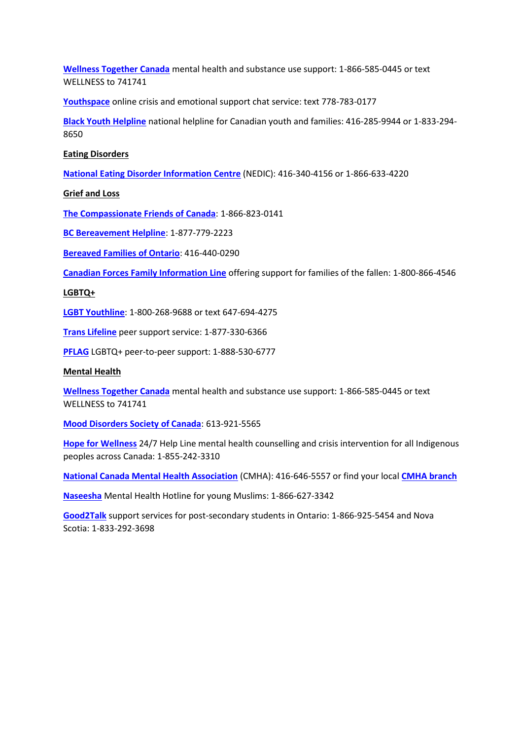**Wellness Together Canada** mental health and substance use support: 1-866-585-0445 or text WELLNESS to 741741

**Youthspace** online crisis and emotional support chat service: text 778-783-0177

**Black Youth Helpline** national helpline for Canadian youth and families: 416-285-9944 or 1-833-294-8650

**Eating Disorders**

**National Eating Disorder Information Centre** (NEDIC): 416-340-4156 or 1-866-633-4220

**Grief and Loss**

**The Compassionate Friends of Canada**: 1-866-823-0141

**BC Bereavement Helpline**: 1-877-779-2223

**Bereaved Families of Ontario**: 416-440-0290

**Canadian Forces Family Information Line** offering support for families of the fallen: 1-800-866-4546

**LGBTQ+**

**LGBT Youthline**: 1-800-268-9688 or text 647-694-4275

**Trans Lifeline** peer support service: 1-877-330-6366

**PFLAG** LGBTQ+ peer-to-peer support: 1-888-530-6777

**Mental Health**

**Wellness Together Canada** mental health and substance use support: 1-866-585-0445 or text WELLNESS to 741741

**Mood Disorders Society of Canada**: 613-921-5565

**Hope for Wellness** 24/7 Help Line mental health counselling and crisis intervention for all Indigenous peoples across Canada: 1-855-242-3310

**National Canada Mental Health Association** (CMHA): 416-646-5557 or find your local **CMHA branch**

**Naseesha** Mental Health Hotline for young Muslims: 1-866-627-3342

**Good2Talk** support services for post-secondary students in Ontario: 1-866-925-5454 and Nova Scotia: 1-833-292-3698